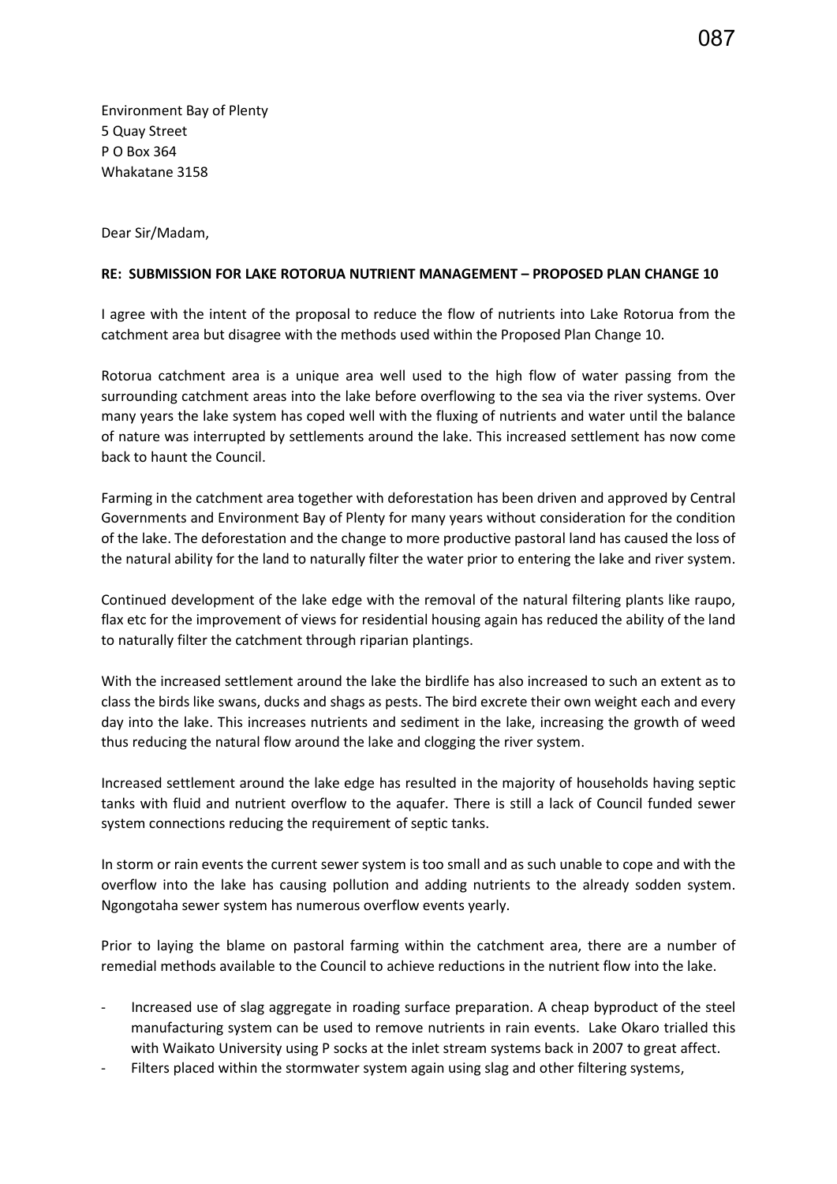Environment Bay of Plenty
5 Quay Street
P O Box 364
Whakatane 3158

Dear Sir/Madam,

**RE: SUBMISSION FOR LAKE ROTORUA NUTRIENT MANAGEMENT – PROPOSED PLAN CHANGE 10**

I agree with the intent of the proposal to reduce the flow of nutrients into Lake Rotorua from the catchment area but disagree with the methods used within the Proposed Plan Change 10.

Rotorua catchment area is a unique area well used to the high flow of water passing from the surrounding catchment areas into the lake before overflowing to the sea via the river systems. Over many years the lake system has coped well with the fluxing of nutrients and water until the balance of nature was interrupted by settlements around the lake. This increased settlement has now come back to haunt the Council.

Farming in the catchment area together with deforestation has been driven and approved by Central Governments and Environment Bay of Plenty for many years without consideration for the condition of the lake. The deforestation and the change to more productive pastoral land has caused the loss of the natural ability for the land to naturally filter the water prior to entering the lake and river system.

Continued development of the lake edge with the removal of the natural filtering plants like raupo, flax etc for the improvement of views for residential housing again has reduced the ability of the land to naturally filter the catchment through riparian plantings.

With the increased settlement around the lake the birdlife has also increased to such an extent as to class the birds like swans, ducks and shags as pests. The bird excrete their own weight each and every day into the lake. This increases nutrients and sediment in the lake, increasing the growth of weed thus reducing the natural flow around the lake and clogging the river system.

Increased settlement around the lake edge has resulted in the majority of households having septic tanks with fluid and nutrient overflow to the aquafer. There is still a lack of Council funded sewer system connections reducing the requirement of septic tanks.

In storm or rain events the current sewer system is too small and as such unable to cope and with the overflow into the lake has causing pollution and adding nutrients to the already sodden system. Ngongotaha sewer system has numerous overflow events yearly.

Prior to laying the blame on pastoral farming within the catchment area, there are a number of remedial methods available to the Council to achieve reductions in the nutrient flow into the lake.

- Increased use of slag aggregate in roading surface preparation. A cheap byproduct of the steel manufacturing system can be used to remove nutrients in rain events. Lake Okaro trialled this with Waikato University using P socks at the inlet stream systems back in 2007 to great affect.
- Filters placed within the stormwater system again using slag and other filtering systems,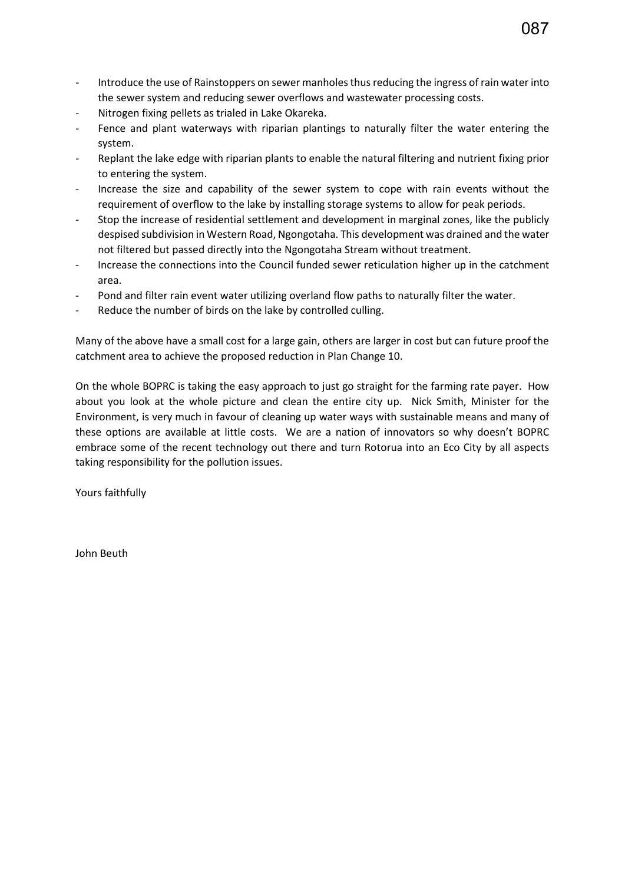- Introduce the use of Rainstoppers on sewer manholes thus reducing the ingress of rain water into the sewer system and reducing sewer overflows and wastewater processing costs.
- Nitrogen fixing pellets as trialed in Lake Okareka.
- Fence and plant waterways with riparian plantings to naturally filter the water entering the system.
- Replant the lake edge with riparian plants to enable the natural filtering and nutrient fixing prior to entering the system.
- Increase the size and capability of the sewer system to cope with rain events without the requirement of overflow to the lake by installing storage systems to allow for peak periods.
- Stop the increase of residential settlement and development in marginal zones, like the publicly despised subdivision in Western Road, Ngongotaha. This development was drained and the water not filtered but passed directly into the Ngongotaha Stream without treatment.
- Increase the connections into the Council funded sewer reticulation higher up in the catchment area.
- Pond and filter rain event water utilizing overland flow paths to naturally filter the water.
- Reduce the number of birds on the lake by controlled culling.

Many of the above have a small cost for a large gain, others are larger in cost but can future proof the catchment area to achieve the proposed reduction in Plan Change 10.

On the whole BOPRC is taking the easy approach to just go straight for the farming rate payer. How about you look at the whole picture and clean the entire city up. Nick Smith, Minister for the Environment, is very much in favour of cleaning up water ways with sustainable means and many of these options are available at little costs. We are a nation of innovators so why doesn't BOPRC embrace some of the recent technology out there and turn Rotorua into an Eco City by all aspects taking responsibility for the pollution issues.

Yours faithfully

John Beuth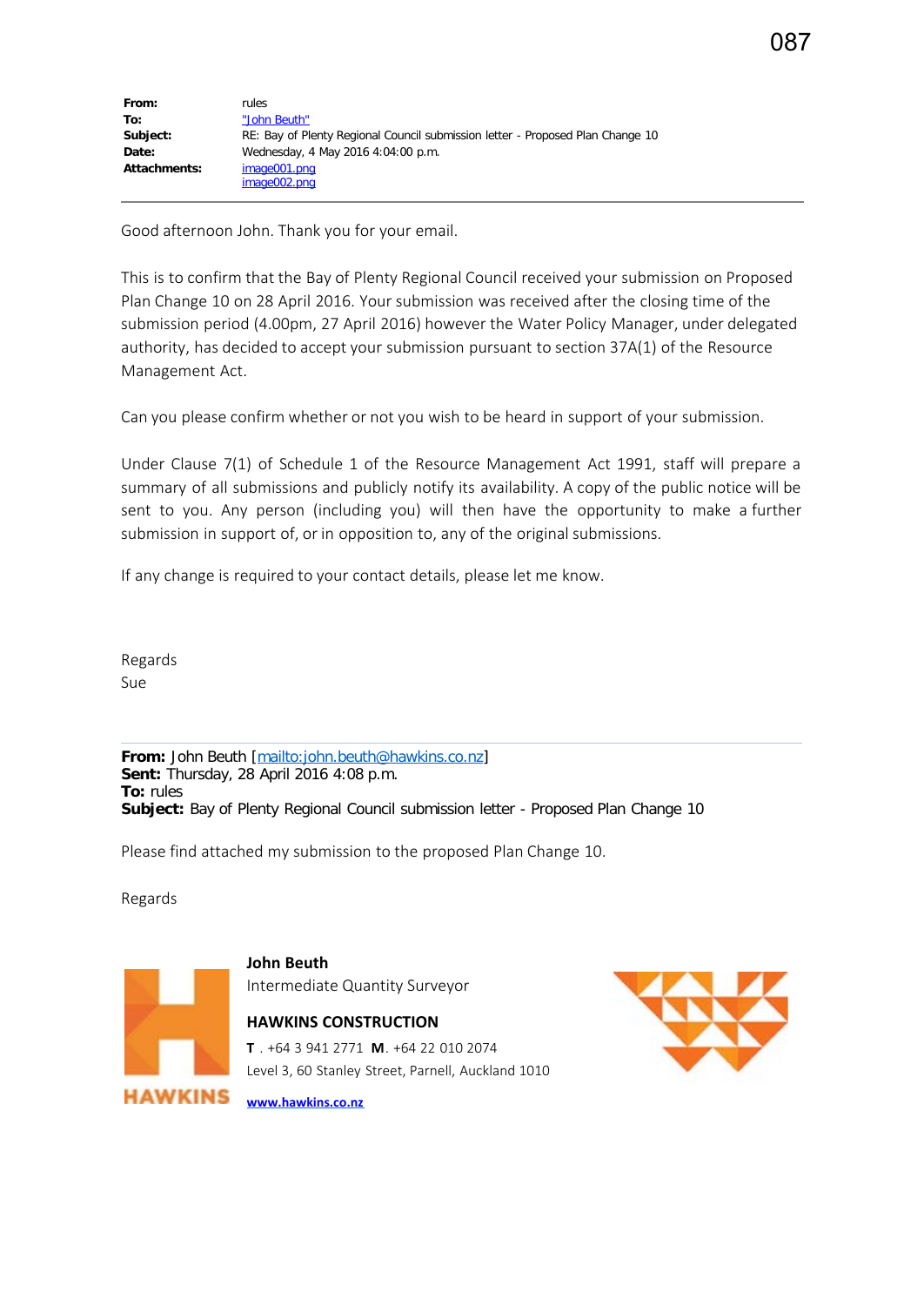| | |
|---|---|
| **From:** | rules |
| **To:** | "John Beuth" |
| **Subject:** | RE: Bay of Plenty Regional Council submission letter - Proposed Plan Change 10 |
| **Date:** | Wednesday, 4 May 2016 4:04:00 p.m. |
| **Attachments:** | image001.png<br>image002.png |

---

Good afternoon John. Thank you for your email.

This is to confirm that the Bay of Plenty Regional Council received your submission on Proposed Plan Change 10 on 28 April 2016. Your submission was received after the closing time of the submission period (4.00pm, 27 April 2016) however the Water Policy Manager, under delegated authority, has decided to accept your submission pursuant to section 37A(1) of the Resource Management Act.

Can you please confirm whether or not you wish to be heard in support of your submission.

Under Clause 7(1) of Schedule 1 of the Resource Management Act 1991, staff will prepare a summary of all submissions and publicly notify its availability. A copy of the public notice will be sent to you. Any person (including you) will then have the opportunity to make a further submission in support of, or in opposition to, any of the original submissions.

If any change is required to your contact details, please let me know.

Regards
Sue

---

**From:** John Beuth [mailto:john.beuth@hawkins.co.nz]
**Sent:** Thursday, 28 April 2016 4:08 p.m.
**To:** rules
**Subject:** Bay of Plenty Regional Council submission letter - Proposed Plan Change 10

Please find attached my submission to the proposed Plan Change 10.

Regards

HAWKINS

**John Beuth**
Intermediate Quantity Surveyor

**HAWKINS CONSTRUCTION**
**T** . +64 3 941 2771 **M**. +64 22 010 2074
Level 3, 60 Stanley Street, Parnell, Auckland 1010

**www.hawkins.co.nz**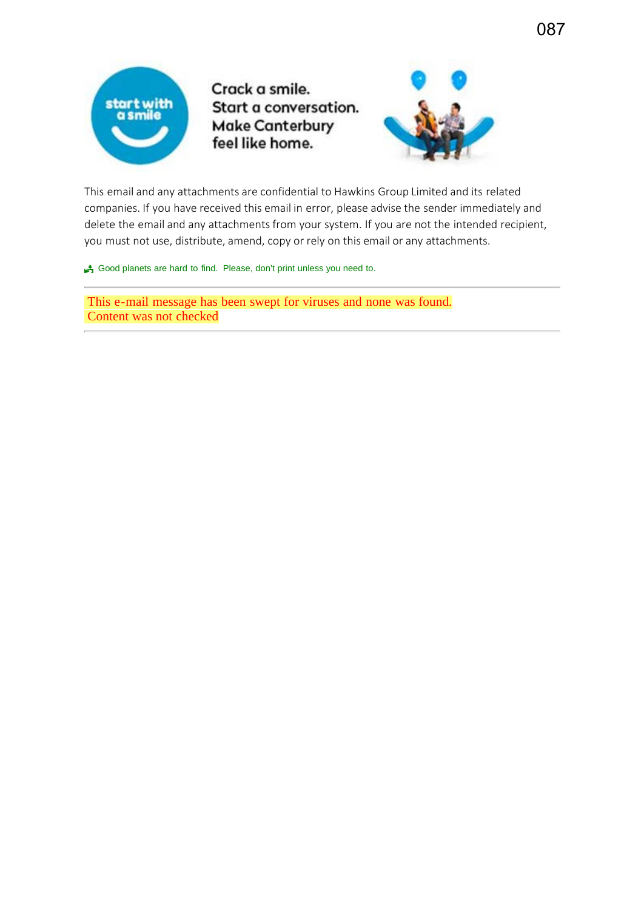start with a smile

Crack a smile.
Start a conversation.
Make Canterbury
feel like home.

This email and any attachments are confidential to Hawkins Group Limited and its related companies. If you have received this email in error, please advise the sender immediately and delete the email and any attachments from your system. If you are not the intended recipient, you must not use, distribute, amend, copy or rely on this email or any attachments.

Good planets are hard to find. Please, don't print unless you need to.

---

This e-mail message has been swept for viruses and none was found.
Content was not checked

---